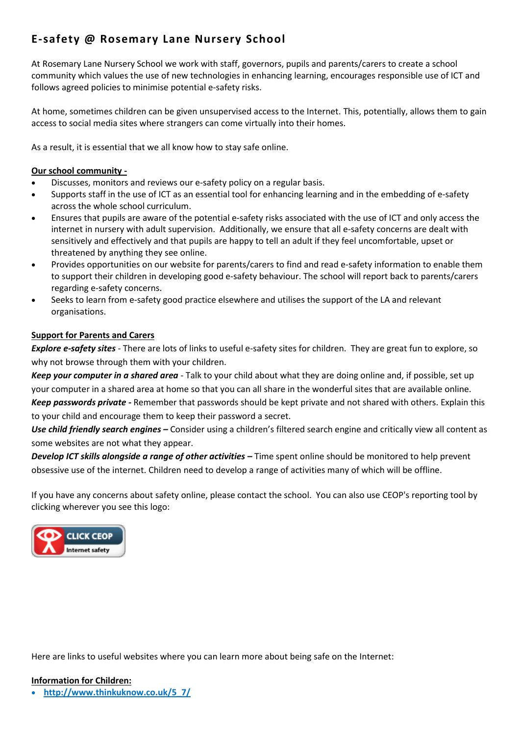# E-safety @ Rosemary Lane Nursery School

At Rosemary Lane Nursery School we work with staff, governors, pupils and parents/carers to create a school community which values the use of new technologies in enhancing learning, encourages responsible use of ICT and follows agreed policies to minimise potential e-safety risks.

At home, sometimes children can be given unsupervised access to the Internet. This, potentially, allows them to gain access to social media sites where strangers can come virtually into their homes.

As a result, it is essential that we all know how to stay safe online.

**Our school community -**

- Discusses, monitors and reviews our e-safety policy on a regular basis.
- Supports staff in the use of ICT as an essential tool for enhancing learning and in the embedding of e-safety across the whole school curriculum.
- Ensures that pupils are aware of the potential e-safety risks associated with the use of ICT and only access the internet in nursery with adult supervision. Additionally, we ensure that all e-safety concerns are dealt with sensitively and effectively and that pupils are happy to tell an adult if they feel uncomfortable, upset or threatened by anything they see online.
- Provides opportunities on our website for parents/carers to find and read e-safety information to enable them to support their children in developing good e-safety behaviour. The school will report back to parents/carers regarding e-safety concerns.
- Seeks to learn from e-safety good practice elsewhere and utilises the support of the LA and relevant organisations.

**Support for Parents and Carers**

***Explore e-safety sites*** - There are lots of links to useful e-safety sites for children. They are great fun to explore, so why not browse through them with your children.

***Keep your computer in a shared area*** - Talk to your child about what they are doing online and, if possible, set up your computer in a shared area at home so that you can all share in the wonderful sites that are available online.

***Keep passwords private -*** Remember that passwords should be kept private and not shared with others. Explain this to your child and encourage them to keep their password a secret.

***Use child friendly search engines –*** Consider using a children's filtered search engine and critically view all content as some websites are not what they appear.

***Develop ICT skills alongside a range of other activities –*** Time spent online should be monitored to help prevent obsessive use of the internet. Children need to develop a range of activities many of which will be offline.

If you have any concerns about safety online, please contact the school. You can also use CEOP's reporting tool by clicking wherever you see this logo:

CLICK CEOP Internet safety

Here are links to useful websites where you can learn more about being safe on the Internet:

**Information for Children:**

- http://www.thinkuknow.co.uk/5_7/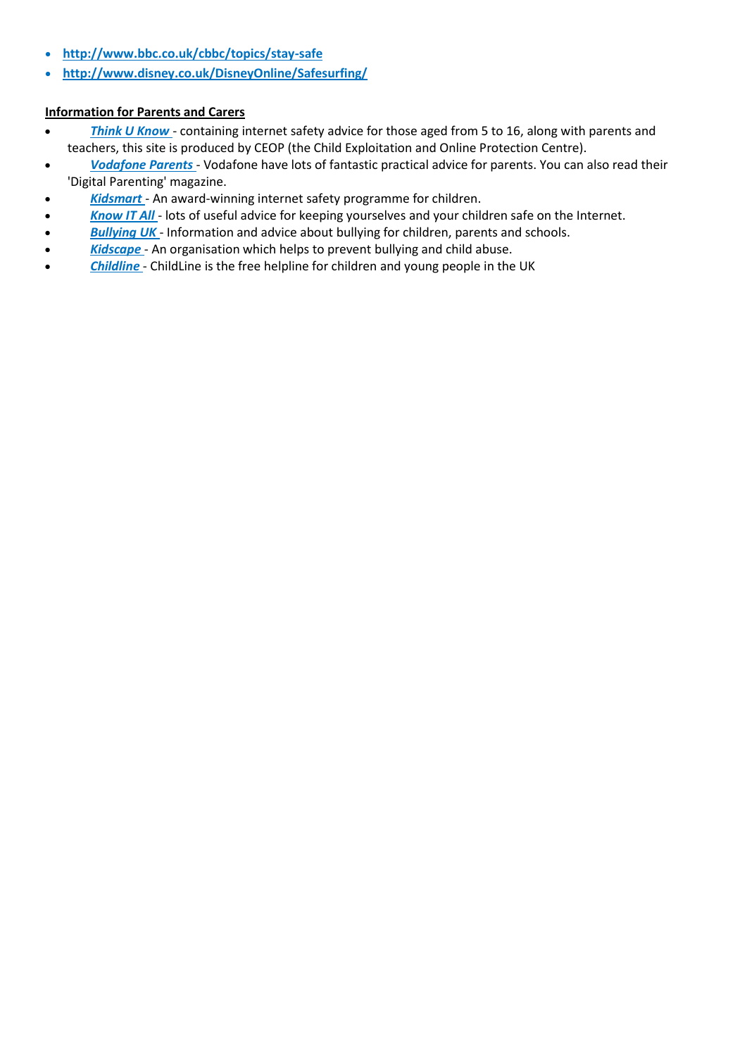- **http://www.bbc.co.uk/cbbc/topics/stay-safe**
- **http://www.disney.co.uk/DisneyOnline/Safesurfing/**

**Information for Parents and Carers**

- ***Think U Know*** - containing internet safety advice for those aged from 5 to 16, along with parents and teachers, this site is produced by CEOP (the Child Exploitation and Online Protection Centre).
- ***Vodafone Parents*** - Vodafone have lots of fantastic practical advice for parents. You can also read their 'Digital Parenting' magazine.
- ***Kidsmart*** - An award-winning internet safety programme for children.
- ***Know IT All*** - lots of useful advice for keeping yourselves and your children safe on the Internet.
- ***Bullying UK*** - Information and advice about bullying for children, parents and schools.
- ***Kidscape*** - An organisation which helps to prevent bullying and child abuse.
- ***Childline*** - ChildLine is the free helpline for children and young people in the UK